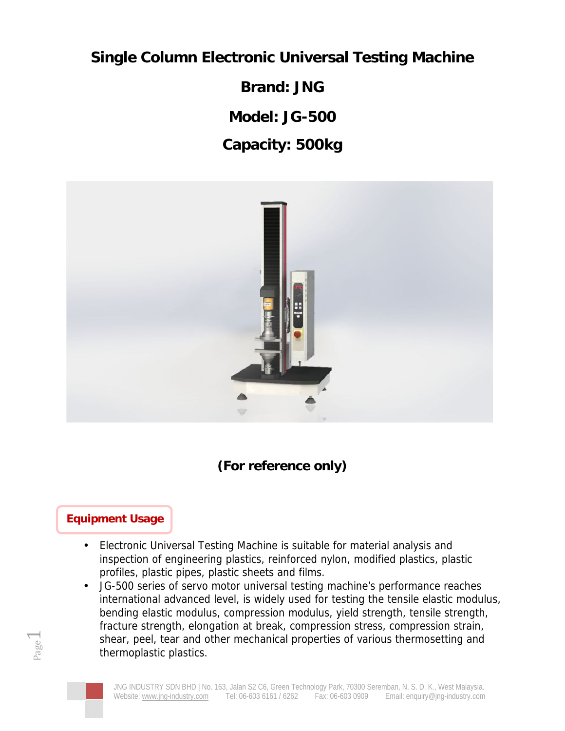# Single Column Electronic Universal Testing Machine

## Brand: JNG

## Model: JG-500

## Capacity: 500kg

**(For reference only)**

## Equipment Usage

- Electronic Universal Testing Machine is suitable for material analysis and inspection of engineering plastics, reinforced nylon, modified plastics, plastic profiles, plastic pipes, plastic sheets and films.
- JG-500 series of servo motor universal testing machine's performance reaches international advanced level, is widely used for testing the tensile elastic modulus, bending elastic modulus, compression modulus, yield strength, tensile strength, fracture strength, elongation at break, compression stress, compression strain, shear, peel, tear and other mechanical properties of various thermosetting and thermoplastic plastics.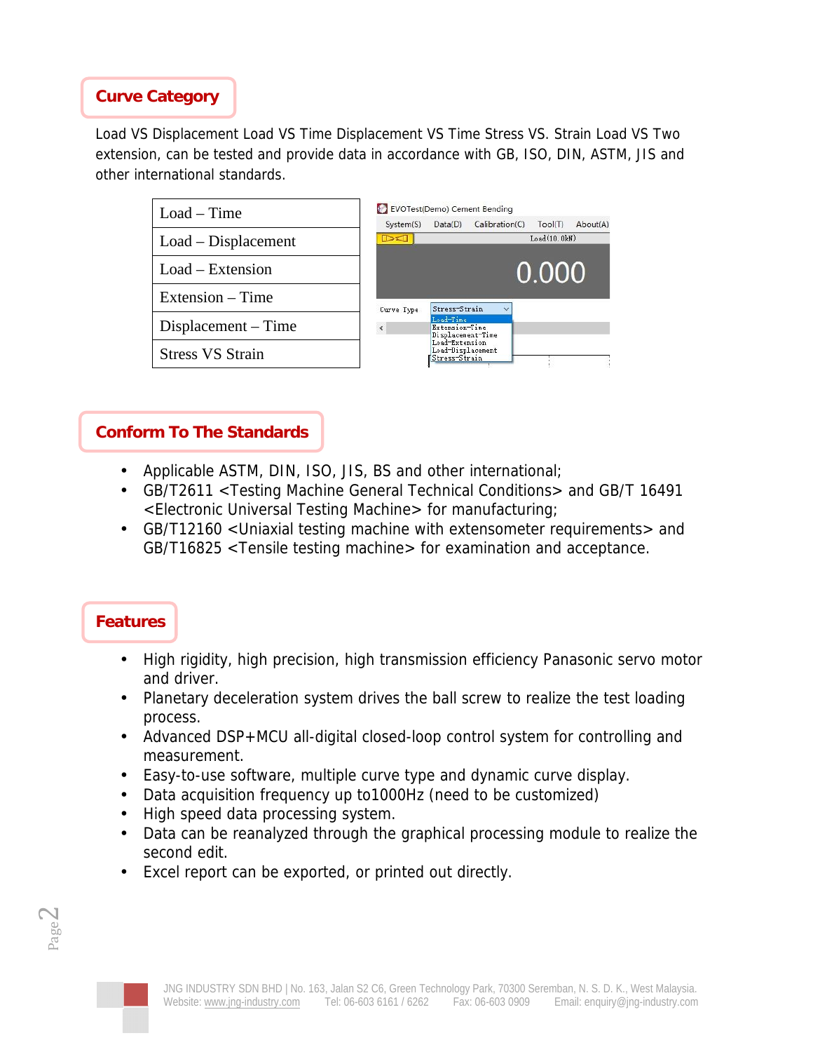## Curve Category

Load VS Displacement Load VS Time Displacement VS Time Stress VS. Strain Load VS Two extension, can be tested and provide data in accordance with GB, ISO, DIN, ASTM, JIS and other international standards.

| Load – Time |
|---|
| Load – Displacement |
| Load – Extension |
| Extension – Time |
| Displacement – Time |
| Stress VS Strain |

## Conform To The Standards

- Applicable ASTM, DIN, ISO, JIS, BS and other international;
- GB/T2611 <Testing Machine General Technical Conditions> and GB/T 16491 <Electronic Universal Testing Machine> for manufacturing;
- GB/T12160 <Uniaxial testing machine with extensometer requirements> and GB/T16825 <Tensile testing machine> for examination and acceptance.

## Features

- High rigidity, high precision, high transmission efficiency Panasonic servo motor and driver.
- Planetary deceleration system drives the ball screw to realize the test loading process.
- Advanced DSP+MCU all-digital closed-loop control system for controlling and measurement.
- Easy-to-use software, multiple curve type and dynamic curve display.
- Data acquisition frequency up to1000Hz (need to be customized)
- High speed data processing system.
- Data can be reanalyzed through the graphical processing module to realize the second edit.
- Excel report can be exported, or printed out directly.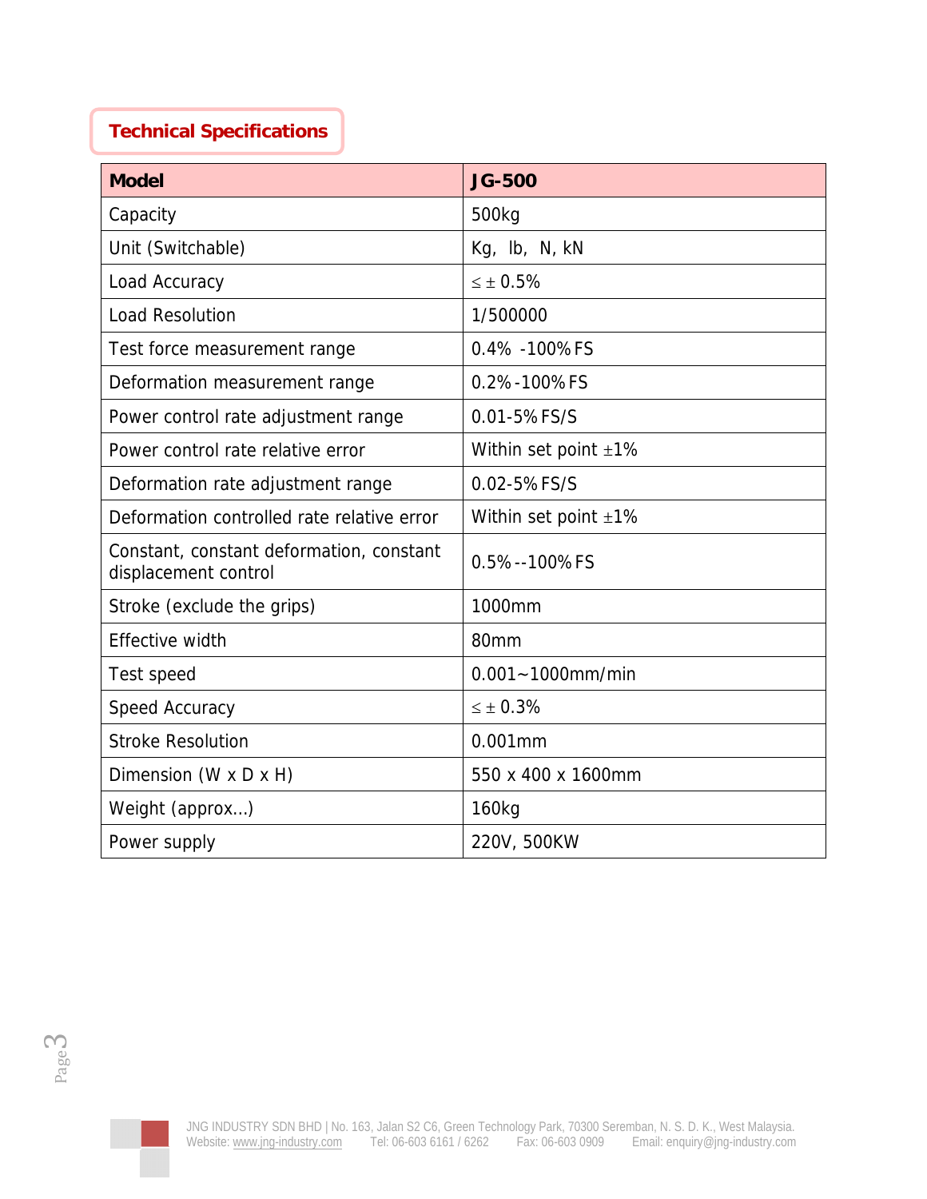## Technical Specifications

| Model | JG-500 |
|---|---|
| Capacity | 500kg |
| Unit (Switchable) | Kg,  lb,  N, kN |
| Load Accuracy | ≤ ± 0.5% |
| Load Resolution | 1/500000 |
| Test force measurement range | 0.4%  -100% FS |
| Deformation measurement range | 0.2% -100% FS |
| Power control rate adjustment range | 0.01-5% FS/S |
| Power control rate relative error | Within set point ±1% |
| Deformation rate adjustment range | 0.02-5% FS/S |
| Deformation controlled rate relative error | Within set point ±1% |
| Constant, constant deformation, constant displacement control | 0.5% --100% FS |
| Stroke (exclude the grips) | 1000mm |
| Effective width | 80mm |
| Test speed | 0.001~1000mm/min |
| Speed Accuracy | ≤ ± 0.3% |
| Stroke Resolution | 0.001mm |
| Dimension (W x D x H) | 550 x 400 x 1600mm |
| Weight (approx…) | 160kg |
| Power supply | 220V, 500KW |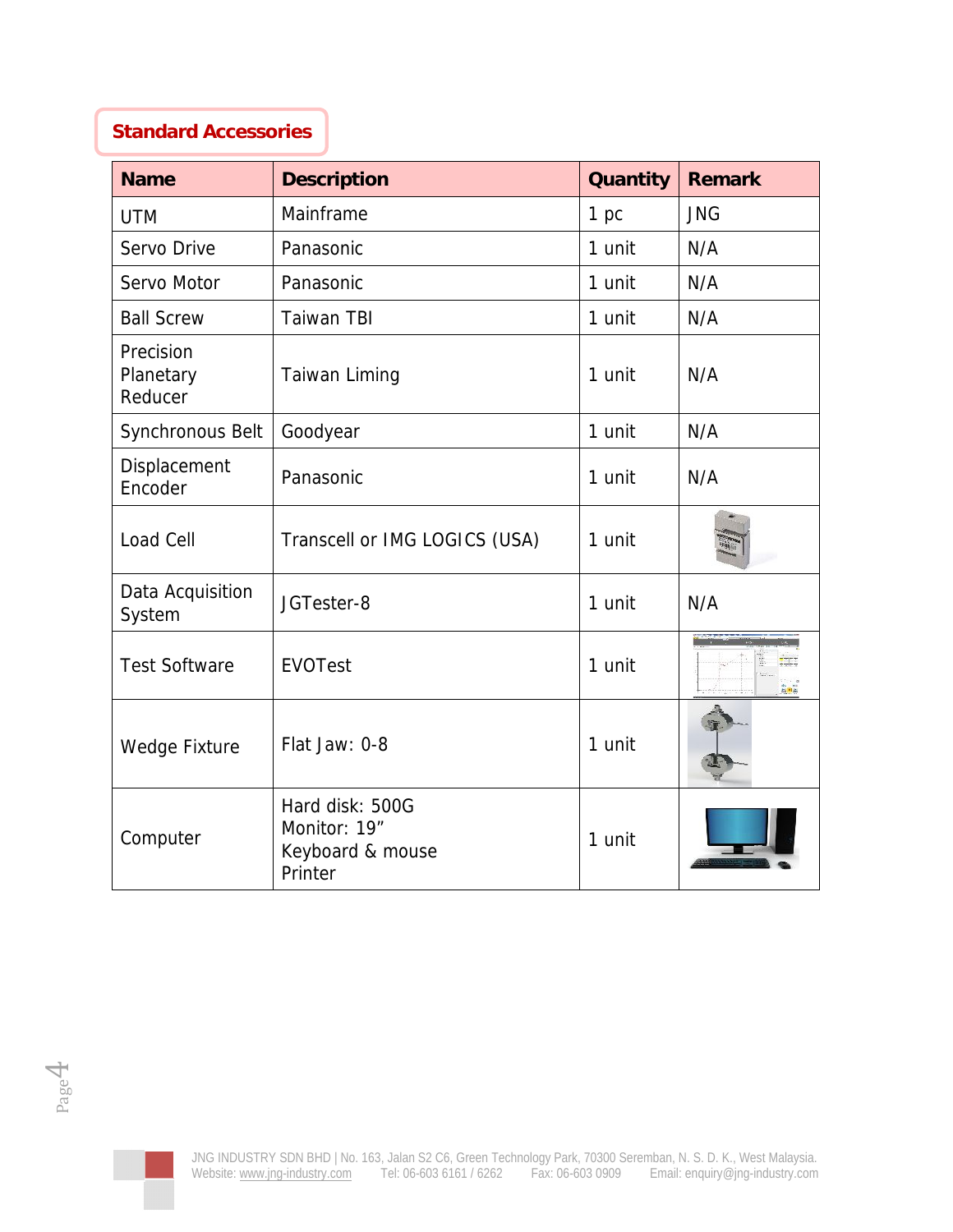## Standard Accessories

| Name | Description | Quantity | Remark |
|---|---|---|---|
| UTM | Mainframe | 1 pc | JNG |
| Servo Drive | Panasonic | 1 unit | N/A |
| Servo Motor | Panasonic | 1 unit | N/A |
| Ball Screw | Taiwan TBI | 1 unit | N/A |
| Precision Planetary Reducer | Taiwan Liming | 1 unit | N/A |
| Synchronous Belt | Goodyear | 1 unit | N/A |
| Displacement Encoder | Panasonic | 1 unit | N/A |
| Load Cell | Transcell or IMG LOGICS (USA) | 1 unit | |
| Data Acquisition System | JGTester-8 | 1 unit | N/A |
| Test Software | EVOTest | 1 unit | |
| Wedge Fixture | Flat Jaw: 0-8 | 1 unit | |
| Computer | Hard disk: 500G<br>Monitor: 19"<br>Keyboard & mouse<br>Printer | 1 unit | |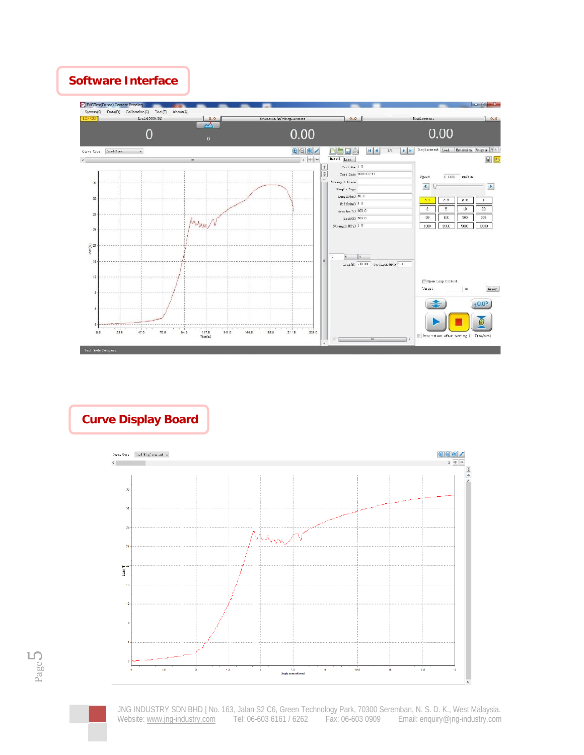# Software Interface

# Curve Display Board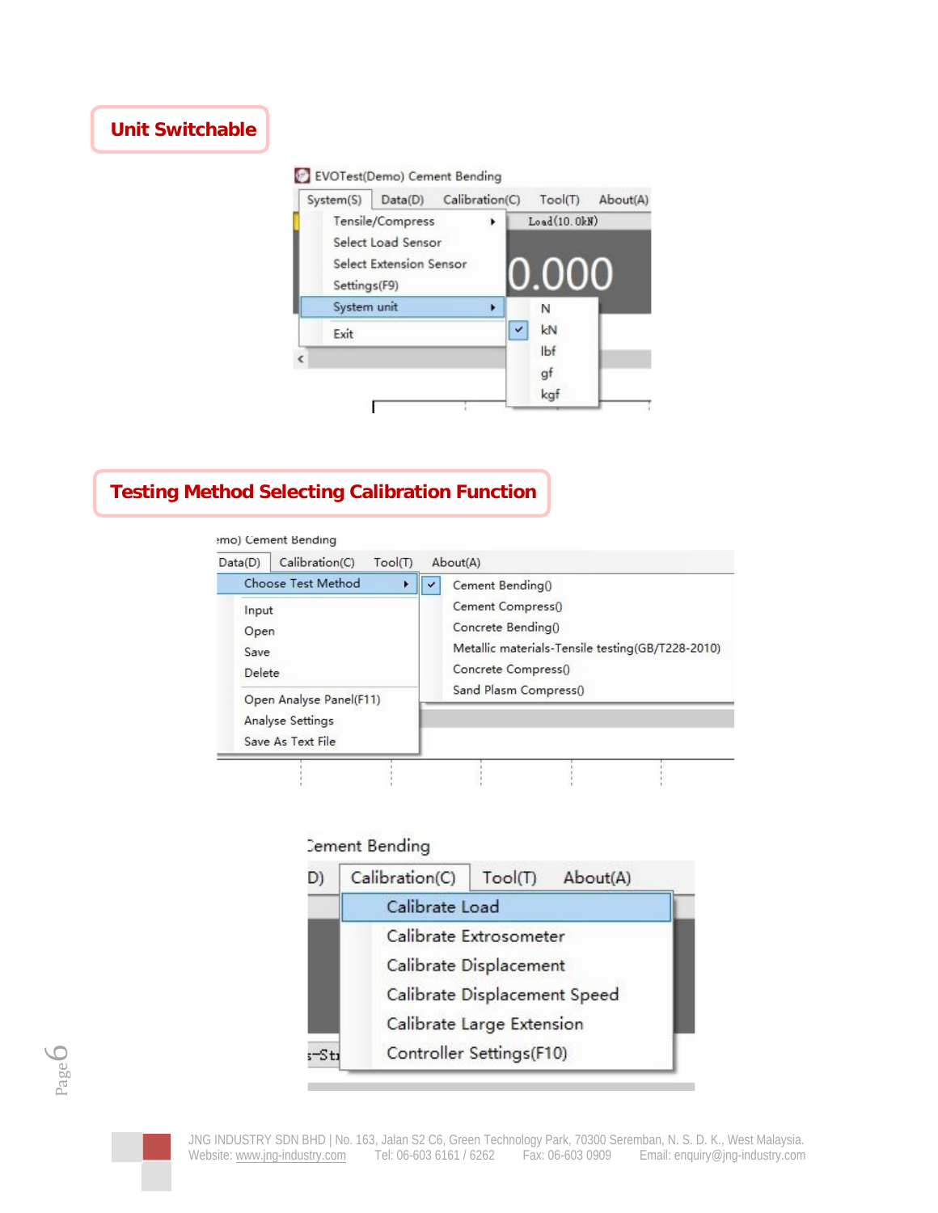## Unit Switchable

EVOTest(Demo) Cement Bending

System(S) Data(D) Calibration(C) Tool(T) About(A)

- Tensile/Compress
- Select Load Sensor
- Select Extension Sensor
- Settings(F9)
- System unit
  - N
  - kN
  - lbf
  - gf
  - kgf
- Exit

Load(10.0kN)

0.000

## Testing Method Selecting Calibration Function

Data(D) Calibration(C) Tool(T) About(A)

- Choose Test Method
  - Cement Bending()
  - Cement Compress()
  - Concrete Bending()
  - Metallic materials-Tensile testing(GB/T228-2010)
  - Concrete Compress()
  - Sand Plasm Compress()
- Input
- Open
- Save
- Delete
- Open Analyse Panel(F11)
- Analyse Settings
- Save As Text File

Cement Bending

Calibration(C) Tool(T) About(A)

- Calibrate Load
- Calibrate Extrosometer
- Calibrate Displacement
- Calibrate Displacement Speed
- Calibrate Large Extension
- Controller Settings(F10)

JNG INDUSTRY SDN BHD | No. 163, Jalan S2 C6, Green Technology Park, 70300 Seremban, N. S. D. K., West Malaysia.
Website: www.jng-industry.com Tel: 06-603 6161 / 6262 Fax: 06-603 0909 Email: enquiry@jng-industry.com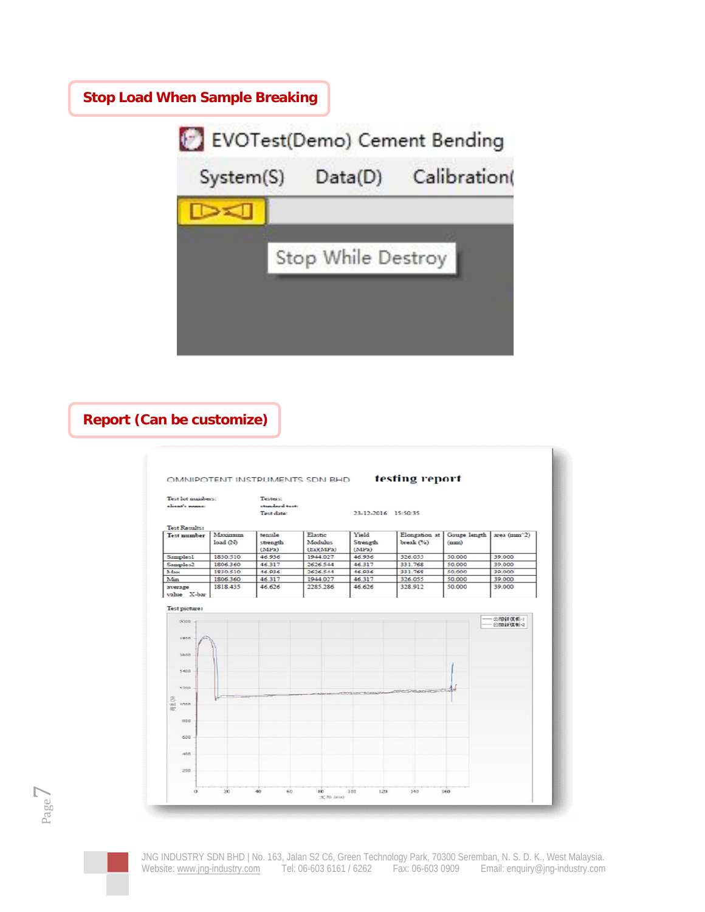## Stop Load When Sample Breaking

EVOTest(Demo) Cement Bending

System(S) Data(D) Calibration(

Stop While Destroy

## Report (Can be customize)

OMNIPOTENT INSTRUMENTS SDN BHD testing report

Test lot numbers: Testers:
client's name: standard test:
Test date: 23-12-2016 15:50:35

Test Results:

| Test number | Maximum load (N) | tensile strength (MPa) | Elastic Modulus (Ez)(MPa) | Yield Strength (MPa) | Elongation at break (%) | Gauge length (mm) | area (mm^2) |
|---|---|---|---|---|---|---|---|
| Samples1 | 1830.510 | 46.936 | 1944.027 | 46.936 | 326.055 | 50.000 | 39.000 |
| Samples2 | 1806.360 | 46.317 | 2626.544 | 46.317 | 331.768 | 50.000 | 39.000 |
| Max | 1830.510 | 46.936 | 2626.544 | 46.936 | 331.768 | 50.000 | 39.000 |
| Min | 1806.360 | 46.317 | 1944.027 | 46.317 | 326.055 | 50.000 | 39.000 |
| average value X-bar | 1818.435 | 46.626 | 2285.286 | 46.626 | 328.912 | 50.000 | 39.000 |

Test picture:

2000
1800
1600
1400
1200
1000
800
600
400
200

0 20 40 60 80 100 120 140 160